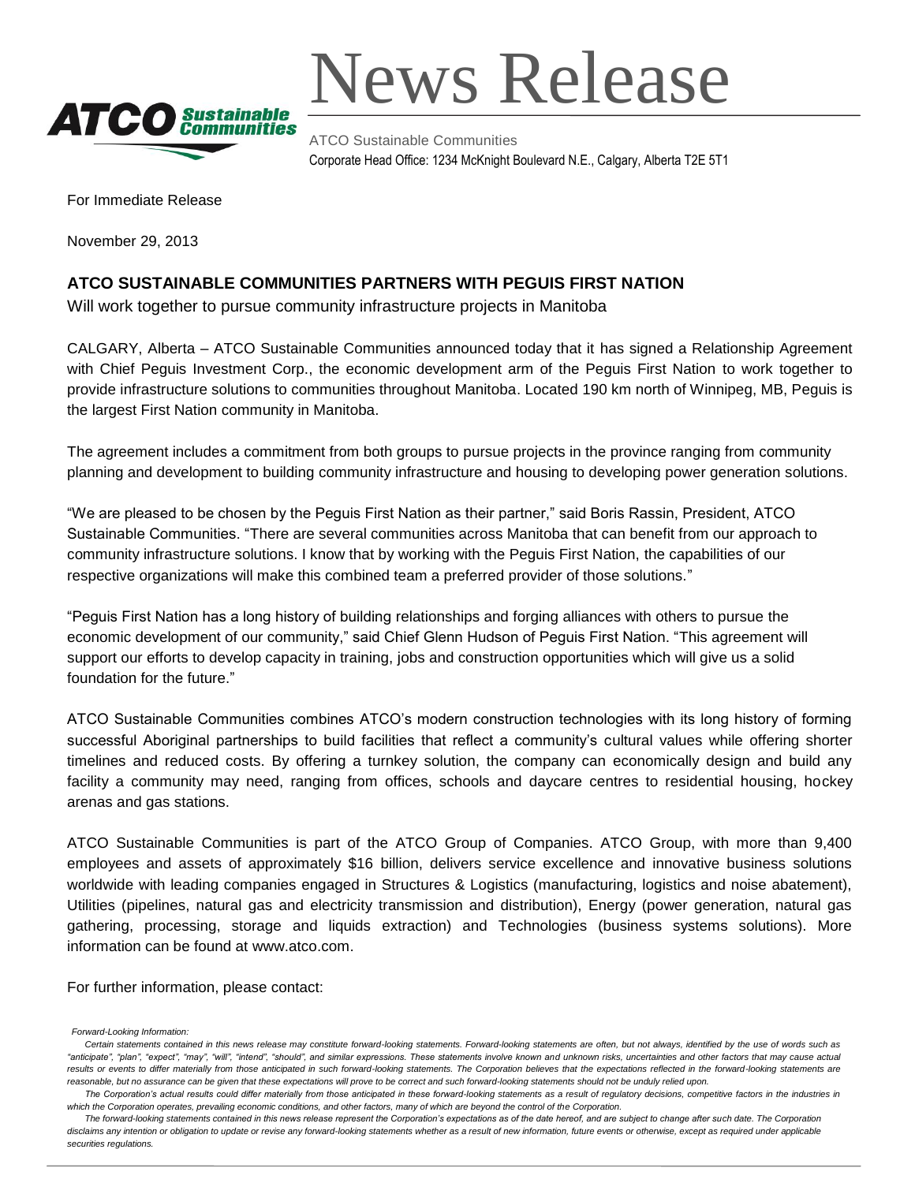# News Release

ATCO Sustainable Communities
Corporate Head Office: 1234 McKnight Boulevard N.E., Calgary, Alberta T2E 5T1

For Immediate Release

November 29, 2013

## ATCO SUSTAINABLE COMMUNITIES PARTNERS WITH PEGUIS FIRST NATION

Will work together to pursue community infrastructure projects in Manitoba

CALGARY, Alberta – ATCO Sustainable Communities announced today that it has signed a Relationship Agreement with Chief Peguis Investment Corp., the economic development arm of the Peguis First Nation to work together to provide infrastructure solutions to communities throughout Manitoba. Located 190 km north of Winnipeg, MB, Peguis is the largest First Nation community in Manitoba.

The agreement includes a commitment from both groups to pursue projects in the province ranging from community planning and development to building community infrastructure and housing to developing power generation solutions.

"We are pleased to be chosen by the Peguis First Nation as their partner," said Boris Rassin, President, ATCO Sustainable Communities. "There are several communities across Manitoba that can benefit from our approach to community infrastructure solutions. I know that by working with the Peguis First Nation, the capabilities of our respective organizations will make this combined team a preferred provider of those solutions."

"Peguis First Nation has a long history of building relationships and forging alliances with others to pursue the economic development of our community," said Chief Glenn Hudson of Peguis First Nation. "This agreement will support our efforts to develop capacity in training, jobs and construction opportunities which will give us a solid foundation for the future."

ATCO Sustainable Communities combines ATCO's modern construction technologies with its long history of forming successful Aboriginal partnerships to build facilities that reflect a community's cultural values while offering shorter timelines and reduced costs. By offering a turnkey solution, the company can economically design and build any facility a community may need, ranging from offices, schools and daycare centres to residential housing, hockey arenas and gas stations.

ATCO Sustainable Communities is part of the ATCO Group of Companies. ATCO Group, with more than 9,400 employees and assets of approximately $16 billion, delivers service excellence and innovative business solutions worldwide with leading companies engaged in Structures & Logistics (manufacturing, logistics and noise abatement), Utilities (pipelines, natural gas and electricity transmission and distribution), Energy (power generation, natural gas gathering, processing, storage and liquids extraction) and Technologies (business systems solutions). More information can be found at www.atco.com.

For further information, please contact:

*Forward-Looking Information:*

*Certain statements contained in this news release may constitute forward-looking statements. Forward-looking statements are often, but not always, identified by the use of words such as "anticipate", "plan", "expect", "may", "will", "intend", "should", and similar expressions. These statements involve known and unknown risks, uncertainties and other factors that may cause actual results or events to differ materially from those anticipated in such forward-looking statements. The Corporation believes that the expectations reflected in the forward-looking statements are reasonable, but no assurance can be given that these expectations will prove to be correct and such forward-looking statements should not be unduly relied upon.*

*The Corporation's actual results could differ materially from those anticipated in these forward-looking statements as a result of regulatory decisions, competitive factors in the industries in which the Corporation operates, prevailing economic conditions, and other factors, many of which are beyond the control of the Corporation.*

*The forward-looking statements contained in this news release represent the Corporation's expectations as of the date hereof, and are subject to change after such date. The Corporation disclaims any intention or obligation to update or revise any forward-looking statements whether as a result of new information, future events or otherwise, except as required under applicable securities regulations.*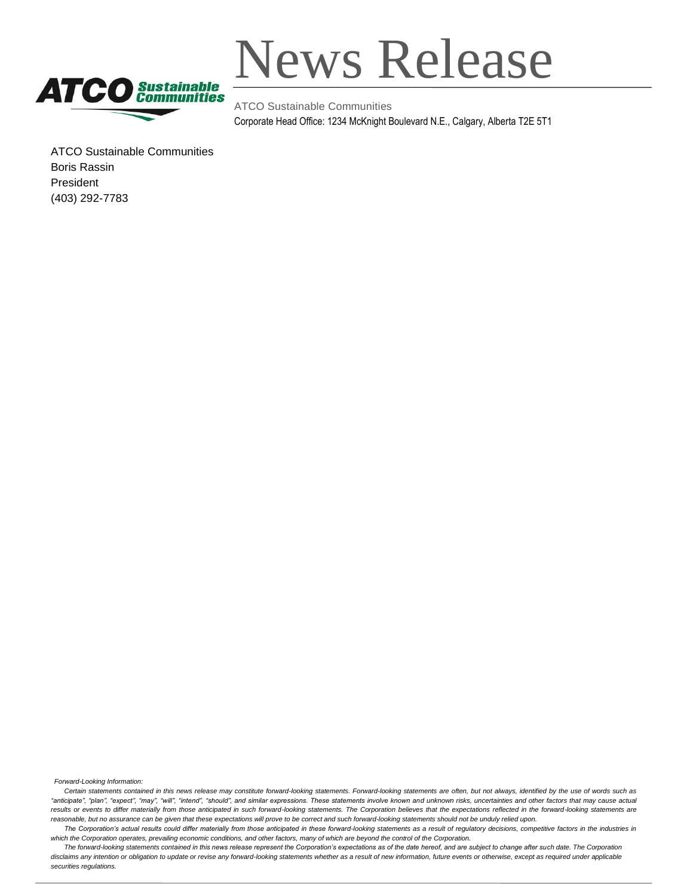# News Release

ATCO Sustainable Communities

Corporate Head Office: 1234 McKnight Boulevard N.E., Calgary, Alberta T2E 5T1

ATCO Sustainable Communities
Boris Rassin
President
(403) 292-7783

*Forward-Looking Information:*

*Certain statements contained in this news release may constitute forward-looking statements. Forward-looking statements are often, but not always, identified by the use of words such as "anticipate", "plan", "expect", "may", "will", "intend", "should", and similar expressions. These statements involve known and unknown risks, uncertainties and other factors that may cause actual results or events to differ materially from those anticipated in such forward-looking statements. The Corporation believes that the expectations reflected in the forward-looking statements are reasonable, but no assurance can be given that these expectations will prove to be correct and such forward-looking statements should not be unduly relied upon.*

*The Corporation's actual results could differ materially from those anticipated in these forward-looking statements as a result of regulatory decisions, competitive factors in the industries in which the Corporation operates, prevailing economic conditions, and other factors, many of which are beyond the control of the Corporation.*

*The forward-looking statements contained in this news release represent the Corporation's expectations as of the date hereof, and are subject to change after such date. The Corporation disclaims any intention or obligation to update or revise any forward-looking statements whether as a result of new information, future events or otherwise, except as required under applicable securities regulations.*